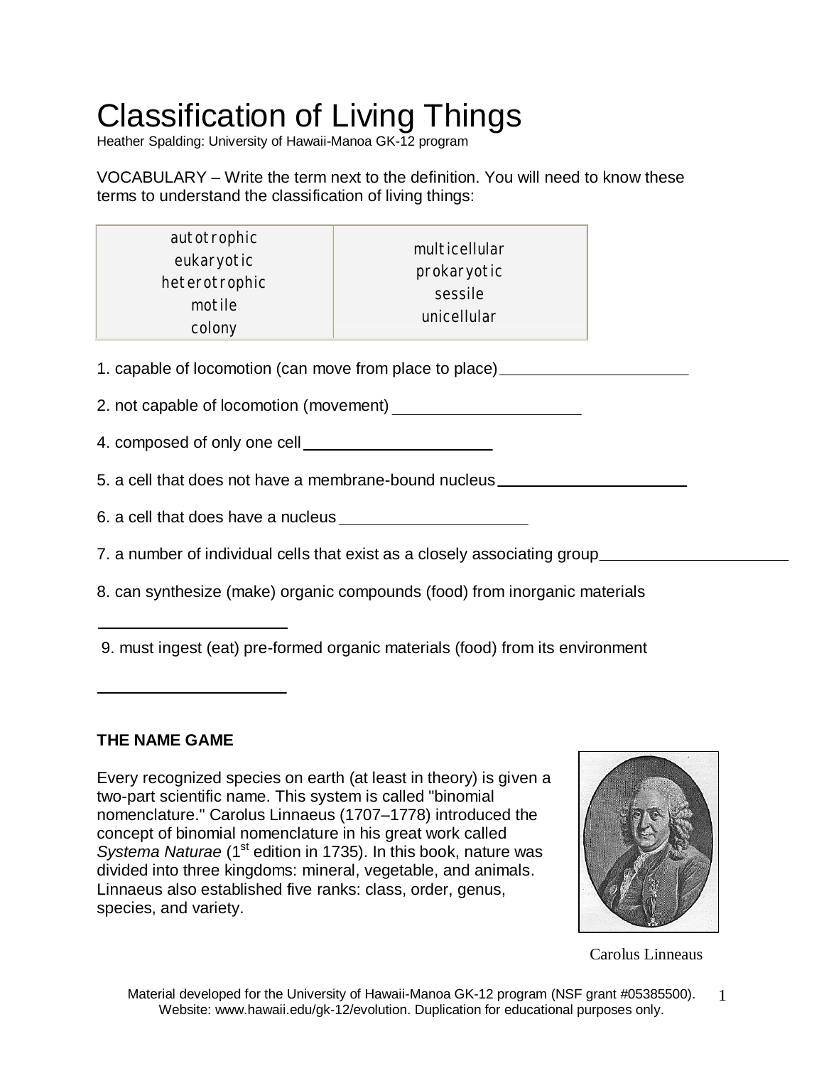# Classification of Living Things

Heather Spalding: University of Hawaii-Manoa GK-12 program

VOCABULARY – Write the term next to the definition. You will need to know these terms to understand the classification of living things:

| | |
|---|---|
| autotrophic<br>eukaryotic<br>heterotrophic<br>motile<br>colony | multicellular<br>prokaryotic<br>sessile<br>unicellular |

1. capable of locomotion (can move from place to place) ____________________

2. not capable of locomotion (movement) ____________________

4. composed of only one cell ____________________

5. a cell that does not have a membrane-bound nucleus ____________________

6. a cell that does have a nucleus ____________________

7. a number of individual cells that exist as a closely associating group ____________________

8. can synthesize (make) organic compounds (food) from inorganic materials

____________________

9. must ingest (eat) pre-formed organic materials (food) from its environment

____________________

**THE NAME GAME**

Every recognized species on earth (at least in theory) is given a two-part scientific name. This system is called "binomial nomenclature." Carolus Linnaeus (1707–1778) introduced the concept of binomial nomenclature in his great work called *Systema Naturae* (1st edition in 1735). In this book, nature was divided into three kingdoms: mineral, vegetable, and animals. Linnaeus also established five ranks: class, order, genus, species, and variety.

Carolus Linneaus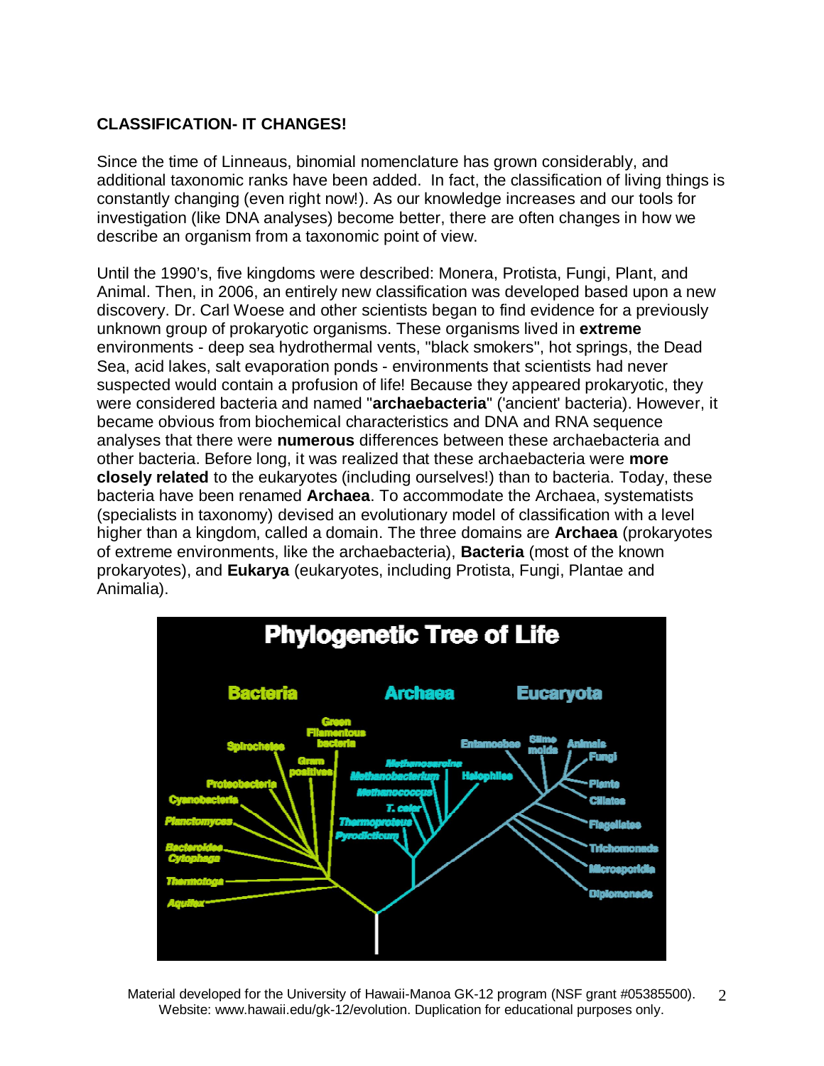**CLASSIFICATION- IT CHANGES!**

Since the time of Linneaus, binomial nomenclature has grown considerably, and additional taxonomic ranks have been added. In fact, the classification of living things is constantly changing (even right now!). As our knowledge increases and our tools for investigation (like DNA analyses) become better, there are often changes in how we describe an organism from a taxonomic point of view.

Until the 1990's, five kingdoms were described: Monera, Protista, Fungi, Plant, and Animal. Then, in 2006, an entirely new classification was developed based upon a new discovery. Dr. Carl Woese and other scientists began to find evidence for a previously unknown group of prokaryotic organisms. These organisms lived in **extreme** environments - deep sea hydrothermal vents, "black smokers", hot springs, the Dead Sea, acid lakes, salt evaporation ponds - environments that scientists had never suspected would contain a profusion of life! Because they appeared prokaryotic, they were considered bacteria and named "**archaebacteria**" ('ancient' bacteria). However, it became obvious from biochemical characteristics and DNA and RNA sequence analyses that there were **numerous** differences between these archaebacteria and other bacteria. Before long, it was realized that these archaebacteria were **more closely related** to the eukaryotes (including ourselves!) than to bacteria. Today, these bacteria have been renamed **Archaea**. To accommodate the Archaea, systematists (specialists in taxonomy) devised an evolutionary model of classification with a level higher than a kingdom, called a domain. The three domains are **Archaea** (prokaryotes of extreme environments, like the archaebacteria), **Bacteria** (most of the known prokaryotes), and **Eukarya** (eukaryotes, including Protista, Fungi, Plantae and Animalia).

Phylogenetic Tree of Life

Material developed for the University of Hawaii-Manoa GK-12 program (NSF grant #05385500). Website: www.hawaii.edu/gk-12/evolution. Duplication for educational purposes only.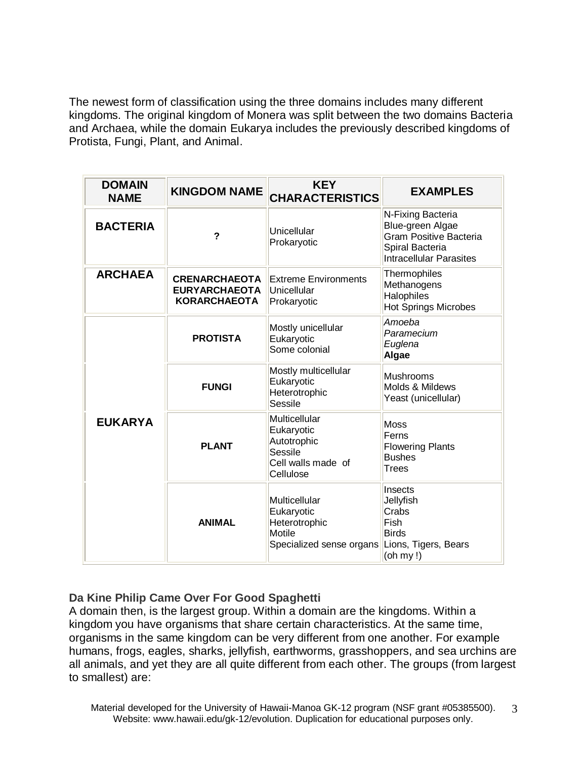The newest form of classification using the three domains includes many different kingdoms. The original kingdom of Monera was split between the two domains Bacteria and Archaea, while the domain Eukarya includes the previously described kingdoms of Protista, Fungi, Plant, and Animal.

| DOMAIN NAME | KINGDOM NAME | KEY CHARACTERISTICS | EXAMPLES |
|---|---|---|---|
| **BACTERIA** | ? | Unicellular<br>Prokaryotic | N-Fixing Bacteria<br>Blue-green Algae<br>Gram Positive Bacteria<br>Spiral Bacteria<br>Intracellular Parasites |
| **ARCHAEA** | **CRENARCHAEOTA**<br>**EURYARCHAEOTA**<br>**KORARCHAEOTA** | Extreme Environments<br>Unicellular<br>Prokaryotic | Thermophiles<br>Methanogens<br>Halophiles<br>Hot Springs Microbes |
| **EUKARYA** | **PROTISTA** | Mostly unicellular<br>Eukaryotic<br>Some colonial | *Amoeba*<br>*Paramecium*<br>*Euglena*<br>**Algae** |
| | **FUNGI** | Mostly multicellular<br>Eukaryotic<br>Heterotrophic<br>Sessile | Mushrooms<br>Molds & Mildews<br>Yeast (unicellular) |
| | **PLANT** | Multicellular<br>Eukaryotic<br>Autotrophic<br>Sessile<br>Cell walls made of Cellulose | Moss<br>Ferns<br>Flowering Plants<br>Bushes<br>Trees |
| | **ANIMAL** | Multicellular<br>Eukaryotic<br>Heterotrophic<br>Motile<br>Specialized sense organs | Insects<br>Jellyfish<br>Crabs<br>Fish<br>Birds<br>Lions, Tigers, Bears<br>(oh my !) |

**Da Kine Philip Came Over For Good Spaghetti**

A domain then, is the largest group. Within a domain are the kingdoms. Within a kingdom you have organisms that share certain characteristics. At the same time, organisms in the same kingdom can be very different from one another. For example humans, frogs, eagles, sharks, jellyfish, earthworms, grasshoppers, and sea urchins are all animals, and yet they are all quite different from each other. The groups (from largest to smallest) are: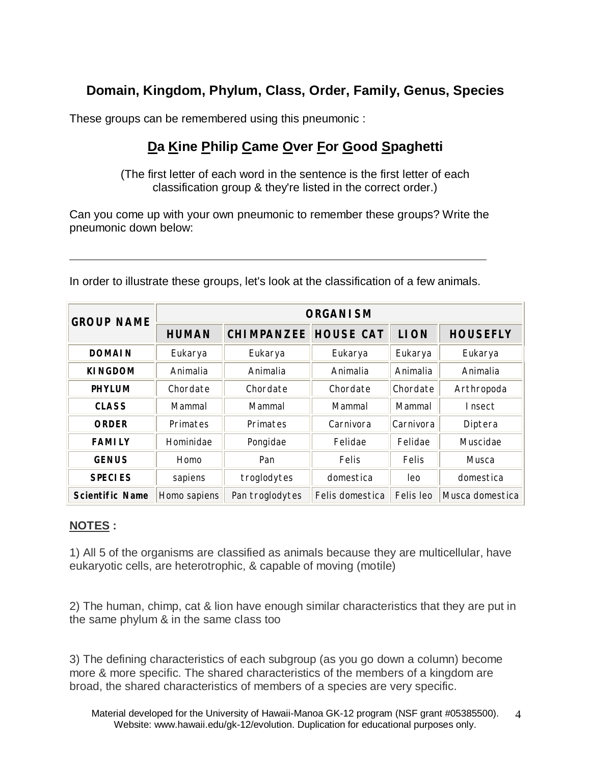## Domain, Kingdom, Phylum, Class, Order, Family, Genus, Species

These groups can be remembered using this pneumonic :

### <u>D</u>a <u>K</u>ine <u>P</u>hilip <u>C</u>ame <u>O</u>ver <u>F</u>or <u>G</u>ood <u>S</u>paghetti

(The first letter of each word in the sentence is the first letter of each classification group & they're listed in the correct order.)

Can you come up with your own pneumonic to remember these groups? Write the pneumonic down below:

______________________________________________________________

In order to illustrate these groups, let's look at the classification of a few animals.

| GROUP NAME | ORGANISM | | | | |
|---|---|---|---|---|---|
| | HUMAN | CHIMPANZEE | HOUSE CAT | LION | HOUSEFLY |
| DOMAIN | Eukarya | Eukarya | Eukarya | Eukarya | Eukarya |
| KINGDOM | Animalia | Animalia | Animalia | Animalia | Animalia |
| PHYLUM | Chordate | Chordate | Chordate | Chordate | Arthropoda |
| CLASS | Mammal | Mammal | Mammal | Mammal | Insect |
| ORDER | Primates | Primates | Carnivora | Carnivora | Diptera |
| FAMILY | Hominidae | Pongidae | Felidae | Felidae | Muscidae |
| GENUS | Homo | Pan | Felis | Felis | Musca |
| SPECIES | sapiens | troglodytes | domestica | leo | domestica |
| Scientific Name | Homo sapiens | Pan troglodytes | Felis domestica | Felis leo | Musca domestica |

**<u>NOTES</u> :**

1) All 5 of the organisms are classified as animals because they are multicellular, have eukaryotic cells, are heterotrophic, & capable of moving (motile)

2) The human, chimp, cat & lion have enough similar characteristics that they are put in the same phylum & in the same class too

3) The defining characteristics of each subgroup (as you go down a column) become more & more specific. The shared characteristics of the members of a kingdom are broad, the shared characteristics of members of a species are very specific.

Material developed for the University of Hawaii-Manoa GK-12 program (NSF grant #05385500). Website: www.hawaii.edu/gk-12/evolution. Duplication for educational purposes only.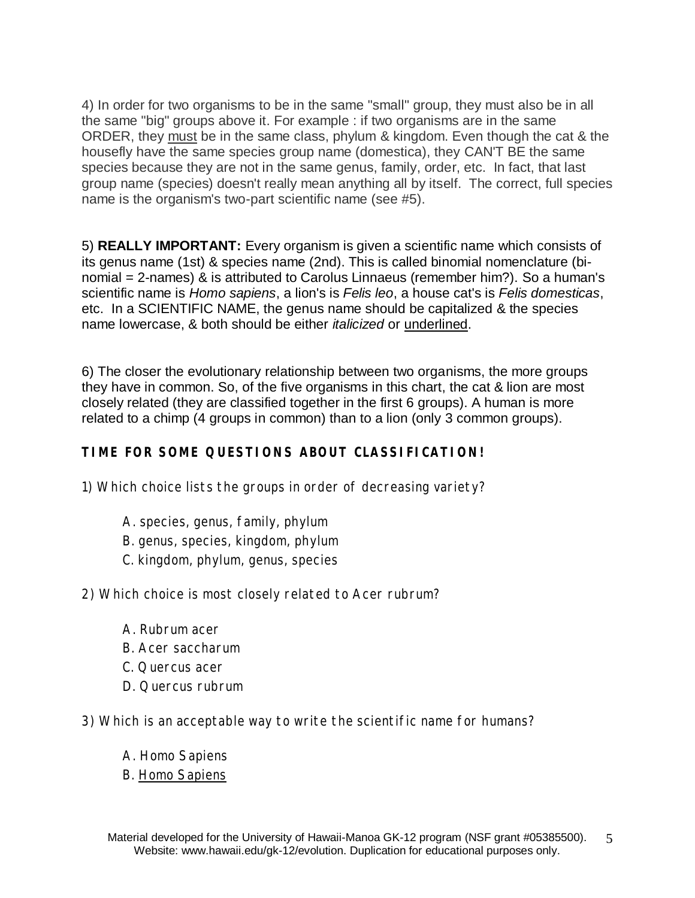4) In order for two organisms to be in the same "small" group, they must also be in all the same "big" groups above it. For example : if two organisms are in the same ORDER, they <u>must</u> be in the same class, phylum & kingdom. Even though the cat & the housefly have the same species group name (domestica), they CAN'T BE the same species because they are not in the same genus, family, order, etc. In fact, that last group name (species) doesn't really mean anything all by itself. The correct, full species name is the organism's two-part scientific name (see #5).

5) **REALLY IMPORTANT:** Every organism is given a scientific name which consists of its genus name (1st) & species name (2nd). This is called binomial nomenclature (bi-nomial = 2-names) & is attributed to Carolus Linnaeus (remember him?). So a human's scientific name is *Homo sapiens*, a lion's is *Felis leo*, a house cat's is *Felis domesticas*, etc. In a SCIENTIFIC NAME, the genus name should be capitalized & the species name lowercase, & both should be either *italicized* or <u>underlined</u>.

6) The closer the evolutionary relationship between two organisms, the more groups they have in common. So, of the five organisms in this chart, the cat & lion are most closely related (they are classified together in the first 6 groups). A human is more related to a chimp (4 groups in common) than to a lion (only 3 common groups).

## TIME FOR SOME QUESTIONS ABOUT CLASSIFICATION!

1) Which choice lists the groups in order of decreasing variety?

   A. species, genus, family, phylum
   B. genus, species, kingdom, phylum
   C. kingdom, phylum, genus, species

2) Which choice is most closely related to Acer rubrum?

   A. Rubrum acer
   B. Acer saccharum
   C. Quercus acer
   D. Quercus rubrum

3) Which is an acceptable way to write the scientific name for humans?

   A. Homo Sapiens
   B. <u>Homo Sapiens</u>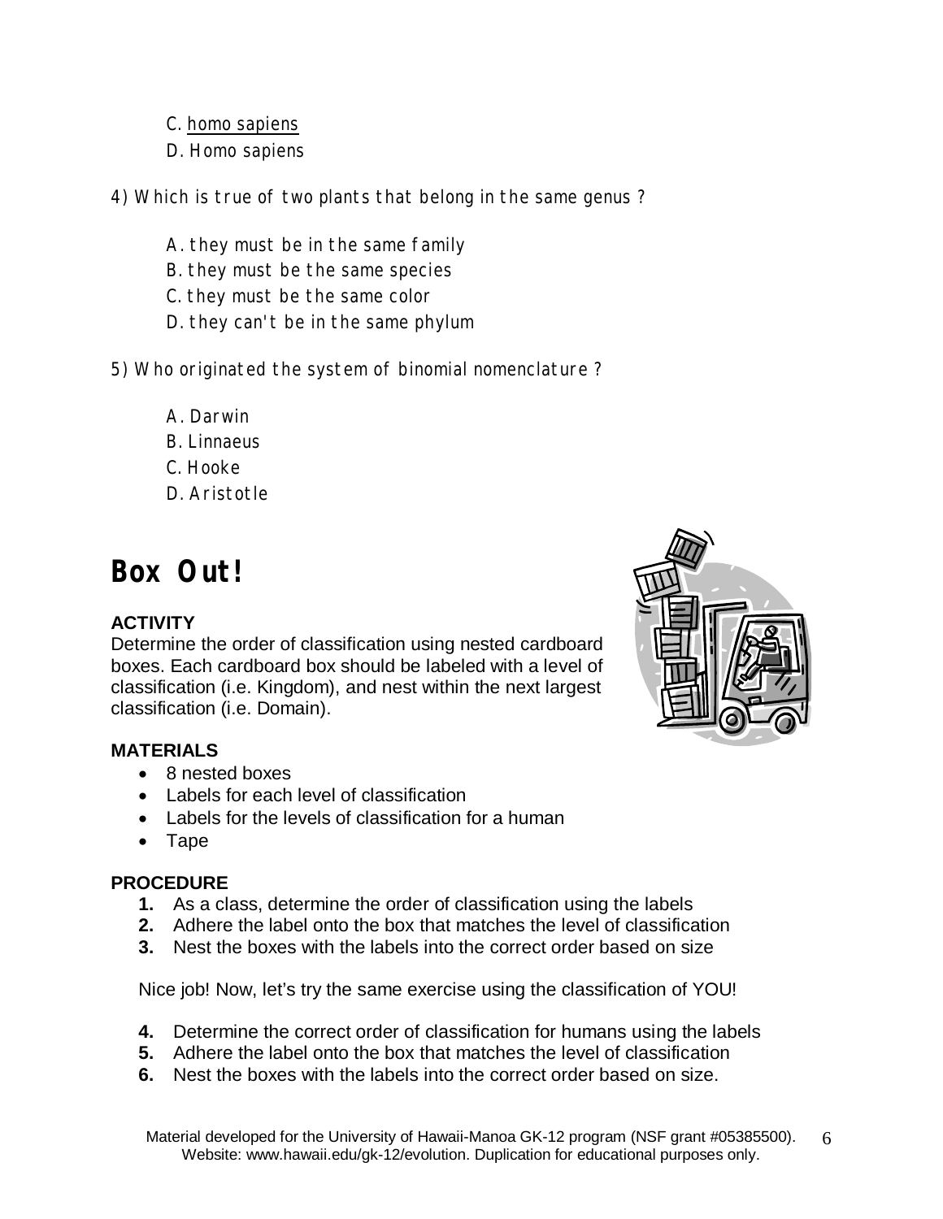C. <u>homo sapiens</u>
D. Homo sapiens

4) Which is true of two plants that belong in the same genus ?

A. they must be in the same family
B. they must be the same species
C. they must be the same color
D. they can't be in the same phylum

5) Who originated the system of binomial nomenclature ?

A. Darwin
B. Linnaeus
C. Hooke
D. Aristotle

# Box Out!

**ACTIVITY**

Determine the order of classification using nested cardboard boxes. Each cardboard box should be labeled with a level of classification (i.e. Kingdom), and nest within the next largest classification (i.e. Domain).

**MATERIALS**

- 8 nested boxes
- Labels for each level of classification
- Labels for the levels of classification for a human
- Tape

**PROCEDURE**

1. As a class, determine the order of classification using the labels
2. Adhere the label onto the box that matches the level of classification
3. Nest the boxes with the labels into the correct order based on size

Nice job! Now, let's try the same exercise using the classification of YOU!

4. Determine the correct order of classification for humans using the labels
5. Adhere the label onto the box that matches the level of classification
6. Nest the boxes with the labels into the correct order based on size.

Material developed for the University of Hawaii-Manoa GK-12 program (NSF grant #05385500). Website: www.hawaii.edu/gk-12/evolution. Duplication for educational purposes only.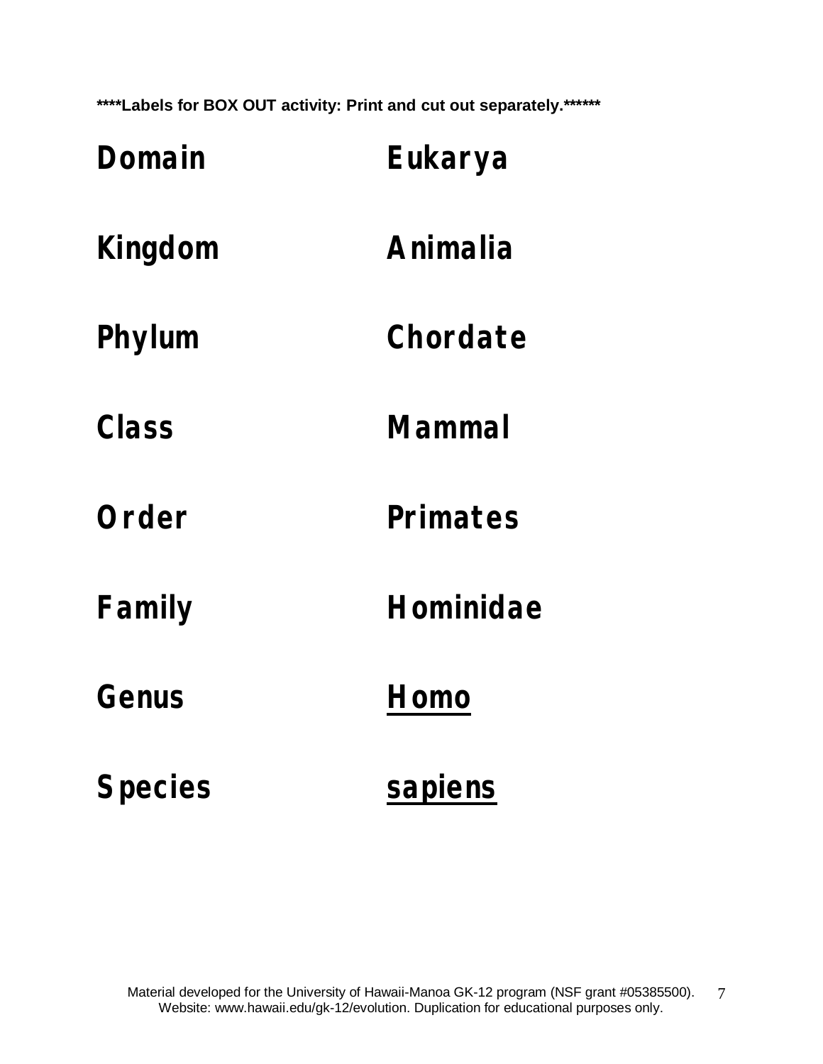**\*\*\*\*Labels for BOX OUT activity: Print and cut out separately.\*\*\*\*\*\***

| | |
|---|---|
| **Domain** | **Eukarya** |
| **Kingdom** | **Animalia** |
| **Phylum** | **Chordate** |
| **Class** | **Mammal** |
| **Order** | **Primates** |
| **Family** | **Hominidae** |
| **Genus** | <u>**Homo**</u> |
| **Species** | <u>**sapiens**</u> |

Material developed for the University of Hawaii-Manoa GK-12 program (NSF grant #05385500). Website: www.hawaii.edu/gk-12/evolution. Duplication for educational purposes only.